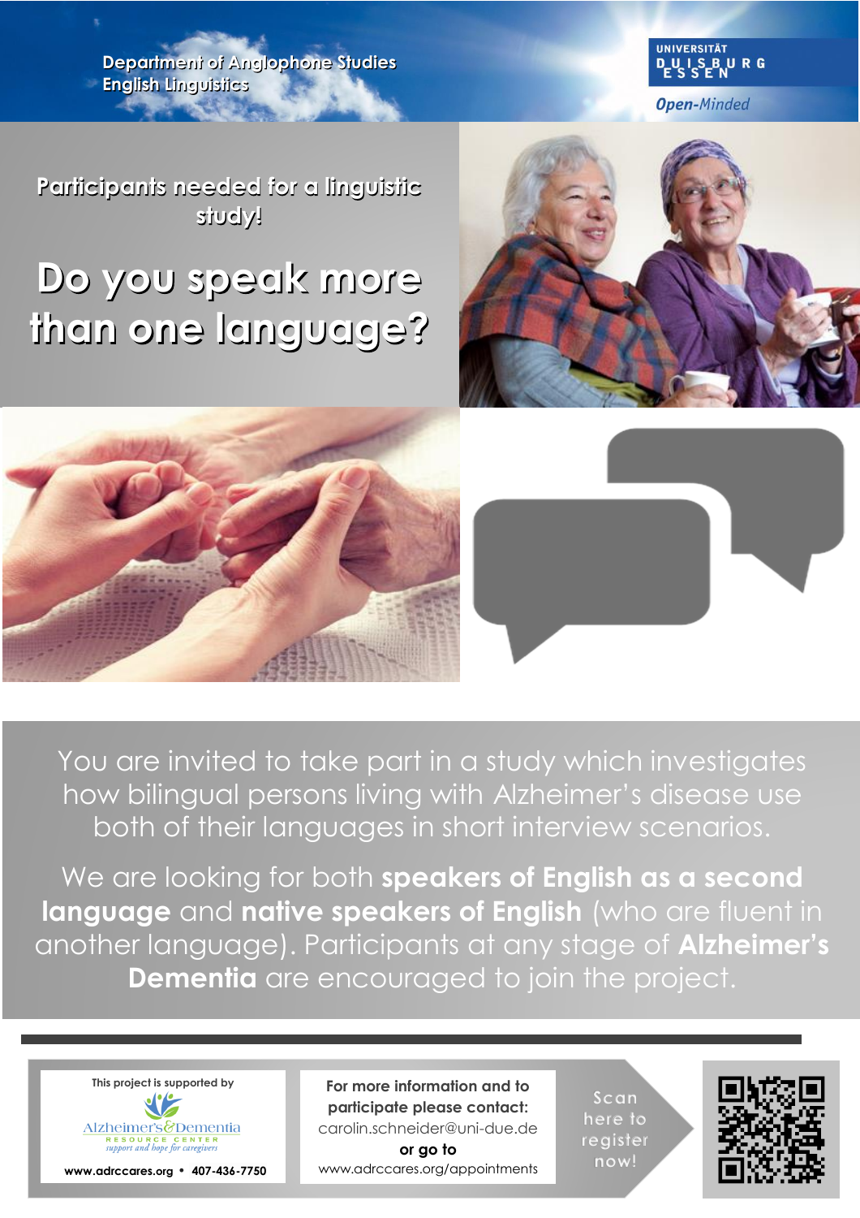Department of Anglophone Studies
English Linguistics

UNIVERSITÄT DUISBURG ESSEN

*Open-Minded*

Participants needed for a linguistic study!

# Do you speak more than one language?

You are invited to take part in a study which investigates how bilingual persons living with Alzheimer's disease use both of their languages in short interview scenarios.

We are looking for both **speakers of English as a second language** and **native speakers of English** (who are fluent in another language). Participants at any stage of **Alzheimer's Dementia** are encouraged to join the project.

This project is supported by

Alzheimer's & Dementia RESOURCE CENTER
*support and hope for caregivers*

**www.adrccares.org • 407-436-7750**

**For more information and to participate please contact:**
carolin.schneider@uni-due.de
**or go to**
www.adrccares.org/appointments

Scan here to register now!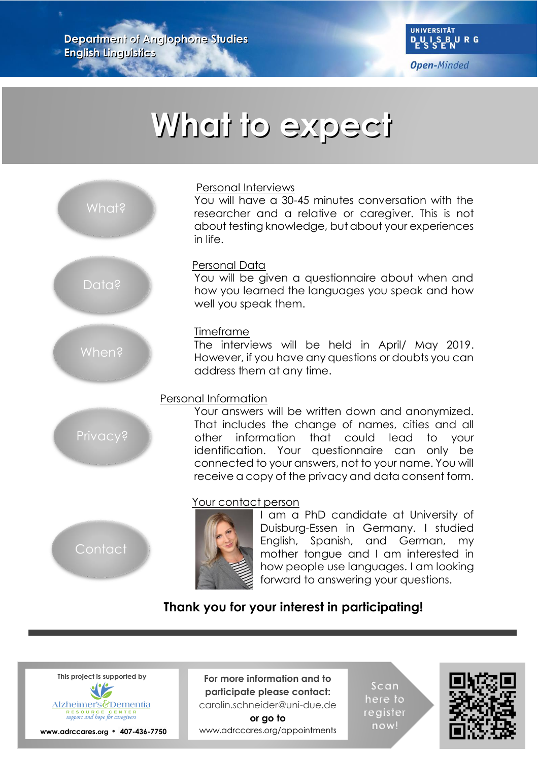Department of Anglophone Studies
English Linguistics

UNIVERSITÄT DUISBURG ESSEN

*Open-Minded*

# What to expect

What?

**Personal Interviews**

You will have a 30-45 minutes conversation with the researcher and a relative or caregiver. This is not about testing knowledge, but about your experiences in life.

Data?

**Personal Data**

You will be given a questionnaire about when and how you learned the languages you speak and how well you speak them.

When?

**Timeframe**

The interviews will be held in April/ May 2019. However, if you have any questions or doubts you can address them at any time.

Privacy?

**Personal Information**

Your answers will be written down and anonymized. That includes the change of names, cities and all other information that could lead to your identification. Your questionnaire can only be connected to your answers, not to your name. You will receive a copy of the privacy and data consent form.

Contact

**Your contact person**

I am a PhD candidate at University of Duisburg-Essen in Germany. I studied English, Spanish, and German, my mother tongue and I am interested in how people use languages. I am looking forward to answering your questions.

**Thank you for your interest in participating!**

This project is supported by

Alzheimer's & Dementia RESOURCE CENTER
*support and hope for caregivers*

**www.adrccares.org • 407-436-7750**

**For more information and to participate please contact:**
carolin.schneider@uni-due.de
**or go to**
www.adrccares.org/appointments

Scan here to register now!